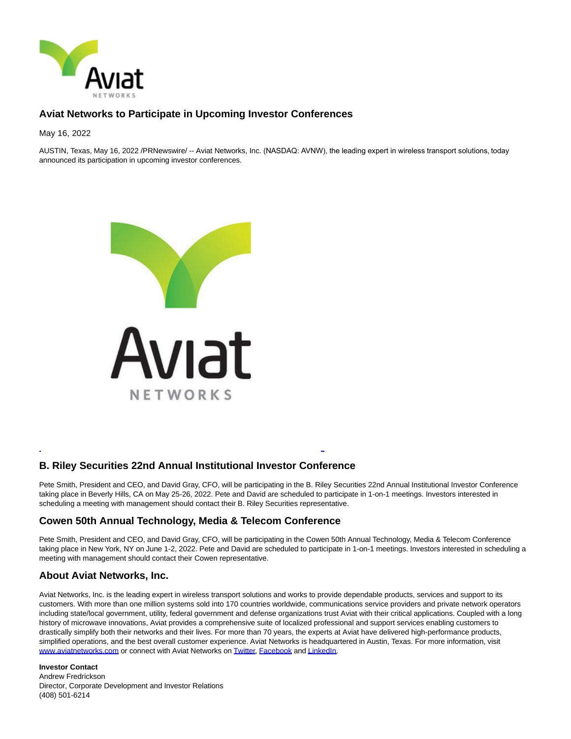# Aviat Networks to Participate in Upcoming Investor Conferences

May 16, 2022

AUSTIN, Texas, May 16, 2022 /PRNewswire/ -- Aviat Networks, Inc. (NASDAQ: AVNW), the leading expert in wireless transport solutions, today announced its participation in upcoming investor conferences.

## B. Riley Securities 22nd Annual Institutional Investor Conference

Pete Smith, President and CEO, and David Gray, CFO, will be participating in the B. Riley Securities 22nd Annual Institutional Investor Conference taking place in Beverly Hills, CA on May 25-26, 2022. Pete and David are scheduled to participate in 1-on-1 meetings. Investors interested in scheduling a meeting with management should contact their B. Riley Securities representative.

## Cowen 50th Annual Technology, Media & Telecom Conference

Pete Smith, President and CEO, and David Gray, CFO, will be participating in the Cowen 50th Annual Technology, Media & Telecom Conference taking place in New York, NY on June 1-2, 2022. Pete and David are scheduled to participate in 1-on-1 meetings. Investors interested in scheduling a meeting with management should contact their Cowen representative.

## About Aviat Networks, Inc.

Aviat Networks, Inc. is the leading expert in wireless transport solutions and works to provide dependable products, services and support to its customers. With more than one million systems sold into 170 countries worldwide, communications service providers and private network operators including state/local government, utility, federal government and defense organizations trust Aviat with their critical applications. Coupled with a long history of microwave innovations, Aviat provides a comprehensive suite of localized professional and support services enabling customers to drastically simplify both their networks and their lives. For more than 70 years, the experts at Aviat have delivered high-performance products, simplified operations, and the best overall customer experience. Aviat Networks is headquartered in Austin, Texas. For more information, visit www.aviatnetworks.com or connect with Aviat Networks on Twitter, Facebook and LinkedIn.

**Investor Contact**
Andrew Fredrickson
Director, Corporate Development and Investor Relations
(408) 501-6214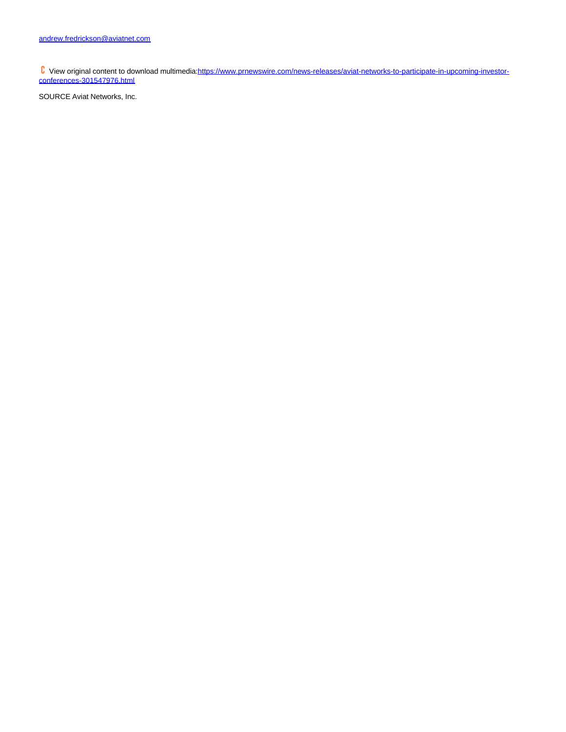andrew.fredrickson@aviatnet.com

View original content to download multimedia:https://www.prnewswire.com/news-releases/aviat-networks-to-participate-in-upcoming-investor-conferences-301547976.html

SOURCE Aviat Networks, Inc.